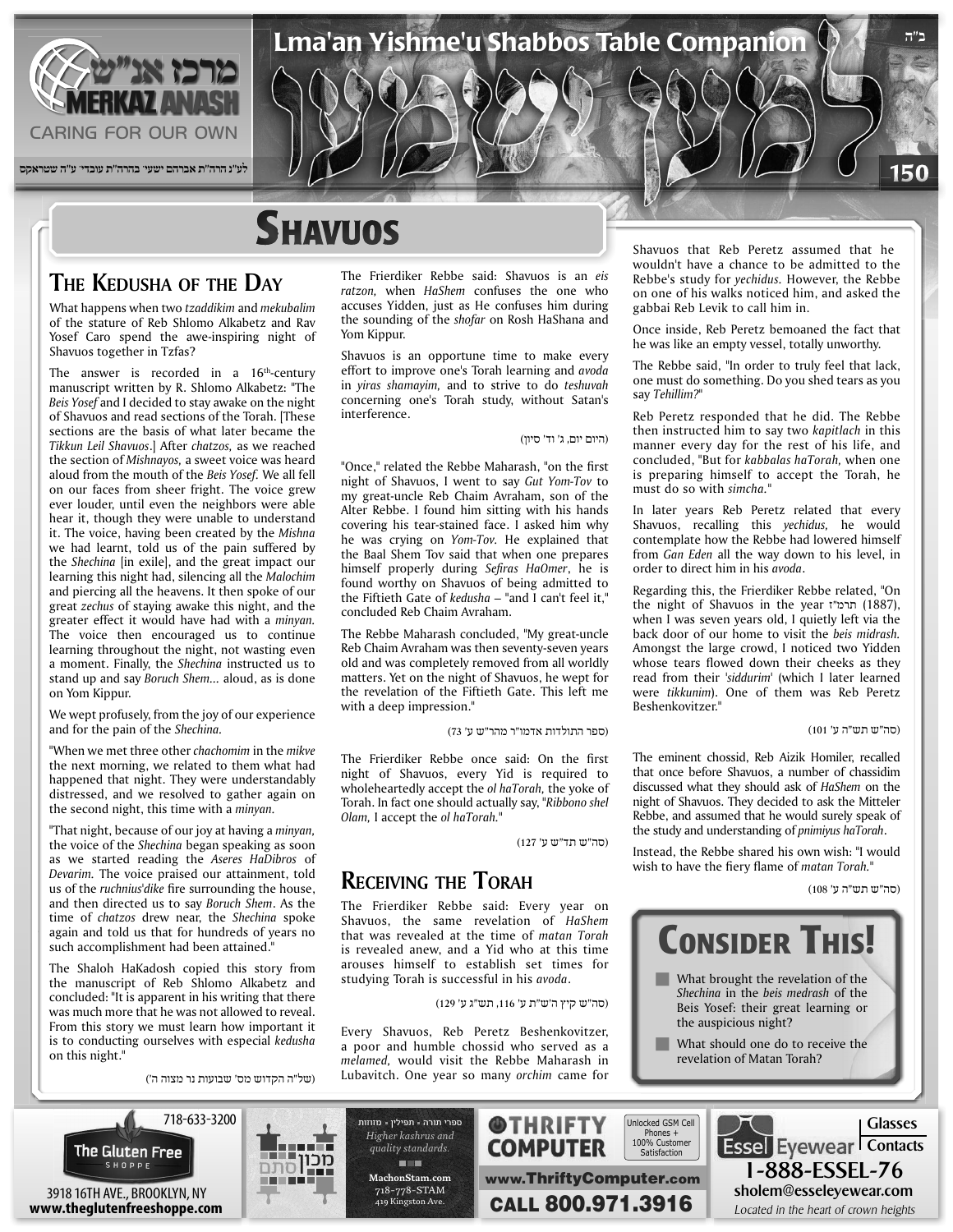# Shavuos

## The Kedusha of the Day

What happens when two *tzaddikim* and *mekubalim* of the stature of Reb Shlomo Alkabetz and Rav Yosef Caro spend the awe-inspiring night of Shavuos together in Tzfas?

The answer is recorded in a 16th-century manuscript written by R. Shlomo Alkabetz: "The *Beis Yosef* and I decided to stay awake on the night of Shavuos and read sections of the Torah. [These sections are the basis of what later became the *Tikkun Leil Shavuos*.] After *chatzos*, as we reached the section of *Mishnayos*, a sweet voice was heard aloud from the mouth of the *Beis Yosef*. We all fell on our faces from sheer fright. The voice grew ever louder, until even the neighbors were able hear it, though they were unable to understand it. The voice, having been created by the *Mishna* we had learnt, told us of the pain suffered by the *Shechina* [in exile], and the great impact our learning this night had, silencing all the *Malochim* and piercing all the heavens. It then spoke of our great *zechus* of staying awake this night, and the greater effect it would have had with a *minyan*. The voice then encouraged us to continue learning throughout the night, not wasting even a moment. Finally, the *Shechina* instructed us to stand up and say *Boruch Shem*... aloud, as is done on Yom Kippur.

We wept profusely, from the joy of our experience and for the pain of the *Shechina*.

"When we met three other *chachomim* in the *mikve* the next morning, we related to them what had happened that night. They were understandably distressed, and we resolved to gather again on the second night, this time with a *minyan*.

"That night, because of our joy at having a *minyan*, the voice of the *Shechina* began speaking as soon as we started reading the *Aseres HaDibros* of *Devarim*. The voice praised our attainment, told us of the *ruchnius'dike* fire surrounding the house, and then directed us to say *Boruch Shem*. As the time of *chatzos* drew near, the *Shechina* spoke again and told us that for hundreds of years no such accomplishment had been attained."

The Shaloh HaKadosh copied this story from the manuscript of Reb Shlomo Alkabetz and concluded: "It is apparent in his writing that there was much more that he was not allowed to reveal. From this story we must learn how important it is to conducting ourselves with especial *kedusha* on this night."

(של"ה הקדוש מס' שבועות נר מצוה ה')

The Frierdiker Rebbe said: Shavuos is an *eis ratzon*, when *HaShem* confuses the one who accuses Yidden, just as He confuses him during the sounding of the *shofar* on Rosh HaShana and Yom Kippur.

Shavuos is an opportune time to make every effort to improve one's Torah learning and *avoda* in *yiras shamayim*, and to strive to do *teshuvah* concerning one's Torah study, without Satan's interference.

(היום יום, ג' וד' סיון)

"Once," related the Rebbe Maharash, "on the first night of Shavuos, I went to say *Gut Yom-Tov* to my great-uncle Reb Chaim Avraham, son of the Alter Rebbe. I found him sitting with his hands covering his tear-stained face. I asked him why he was crying on *Yom-Tov*. He explained that the Baal Shem Tov said that when one prepares himself properly during *Sefiras HaOmer*, he is found worthy on Shavuos of being admitted to the Fiftieth Gate of *kedusha* – "and I can't feel it," concluded Reb Chaim Avraham.

The Rebbe Maharash concluded, "My great-uncle Reb Chaim Avraham was then seventy-seven years old and was completely removed from all worldly matters. Yet on the night of Shavuos, he wept for the revelation of the Fiftieth Gate. This left me with a deep impression."

(ספר התולדות אדמו"ר מהר"ש ע' 73)

The Frierdiker Rebbe once said: On the first night of Shavuos, every Yid is required to wholeheartedly accept the *ol haTorah*, the yoke of Torah. In fact one should actually say, "*Ribbono shel Olam*, I accept the *ol haTorah*."

(סה"ש תד"ש ע' 127)

## Receiving the Torah

The Frierdiker Rebbe said: Every year on Shavuos, the same revelation of *HaShem* that was revealed at the time of *matan Torah* is revealed anew, and a Yid who at this time arouses himself to establish set times for studying Torah is successful in his *avoda*.

(סה"ש קיץ ה'ש"ת ע' 116, תש"ג ע' 129)

Every Shavuos, Reb Peretz Beshenkovitzer, a poor and humble chossid who served as a *melamed*, would visit the Rebbe Maharash in Lubavitch. One year so many *orchim* came for Shavuos that Reb Peretz assumed that he wouldn't have a chance to be admitted to the Rebbe's study for *yechidus*. However, the Rebbe on one of his walks noticed him, and asked the gabbai Reb Levik to call him in.

Once inside, Reb Peretz bemoaned the fact that he was like an empty vessel, totally unworthy.

The Rebbe said, "In order to truly feel that lack, one must do something. Do you shed tears as you say *Tehillim?*"

Reb Peretz responded that he did. The Rebbe then instructed him to say two *kapitlach* in this manner every day for the rest of his life, and concluded, "But for *kabbalas haTorah*, when one is preparing himself to accept the Torah, he must do so with *simcha*."

In later years Reb Peretz related that every Shavuos, recalling this *yechidus*, he would contemplate how the Rebbe had lowered himself from *Gan Eden* all the way down to his level, in order to direct him in his *avoda*.

Regarding this, the Frierdiker Rebbe related, "On the night of Shavuos in the year תרמ"ז (1887), when I was seven years old, I quietly left via the back door of our home to visit the *beis midrash*. Amongst the large crowd, I noticed two Yidden whose tears flowed down their cheeks as they read from their *'siddurim'* (which I later learned were *tikkunim*). One of them was Reb Peretz Beshenkovitzer."

(סה"ש תש"ה ע' 101)

The eminent chossid, Reb Aizik Homiler, recalled that once before Shavuos, a number of chassidim discussed what they should ask of *HaShem* on the night of Shavuos. They decided to ask the Mitteler Rebbe, and assumed that he would surely speak of the study and understanding of *pnimiyus haTorah*.

Instead, the Rebbe shared his own wish: "I would wish to have the fiery flame of *matan Torah*."

(סה"ש תש"ה ע' 108)

## Consider This!

- What brought the revelation of the *Shechina* in the *beis medrash* of the Beis Yosef: their great learning or the auspicious night?
- What should one do to receive the revelation of Matan Torah?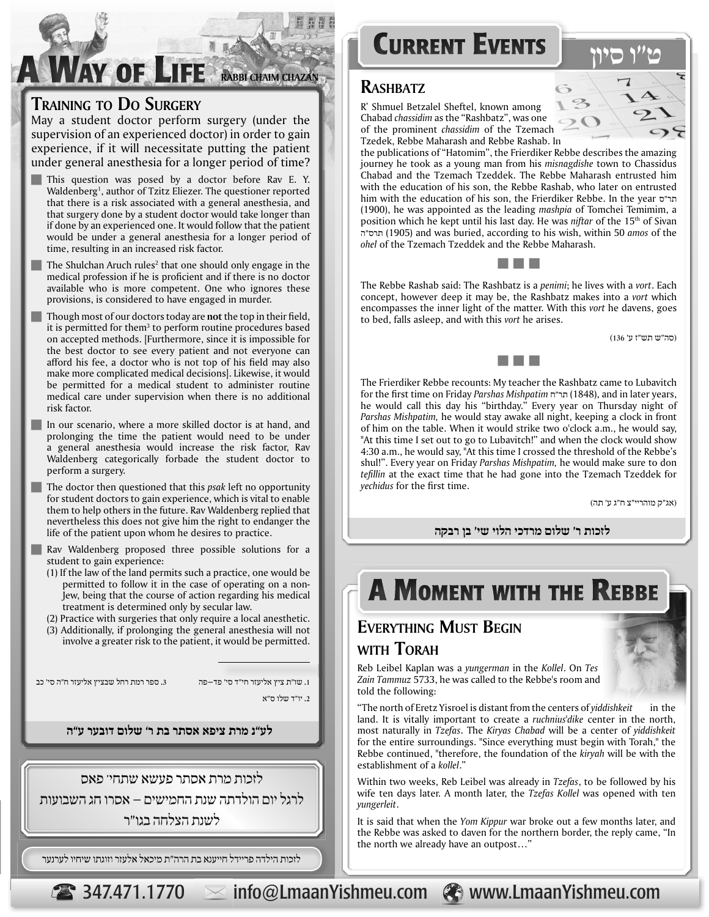# A Way of Life

RABBI CHAIM CHAZAN

## Training to Do Surgery

May a student doctor perform surgery (under the supervision of an experienced doctor) in order to gain experience, if it will necessitate putting the patient under general anesthesia for a longer period of time?

- This question was posed by a doctor before Rav E. Y. Waldenberg[1], author of Tzitz Eliezer. The questioner reported that there is a risk associated with a general anesthesia, and that surgery done by a student doctor would take longer than if done by an experienced one. It would follow that the patient would be under a general anesthesia for a longer period of time, resulting in an increased risk factor.
- The Shulchan Aruch rules[2] that one should only engage in the medical profession if he is proficient and if there is no doctor available who is more competent. One who ignores these provisions, is considered to have engaged in murder.
- Though most of our doctors today are **not** the top in their field, it is permitted for them[3] to perform routine procedures based on accepted methods. [Furthermore, since it is impossible for the best doctor to see every patient and not everyone can afford his fee, a doctor who is not top of his field may also make more complicated medical decisions]. Likewise, it would be permitted for a medical student to administer routine medical care under supervision when there is no additional risk factor.
- In our scenario, where a more skilled doctor is at hand, and prolonging the time the patient would need to be under a general anesthesia would increase the risk factor, Rav Waldenberg categorically forbade the student doctor to perform a surgery.
- The doctor then questioned that this *psak* left no opportunity for student doctors to gain experience, which is vital to enable them to help others in the future. Rav Waldenberg replied that nevertheless this does not give him the right to endanger the life of the patient upon whom he desires to practice.
- Rav Waldenberg proposed three possible solutions for a student to gain experience:
  (1) If the law of the land permits such a practice, one would be permitted to follow it in the case of operating on a non-Jew, being that the course of action regarding his medical treatment is determined only by secular law.
  (2) Practice with surgeries that only require a local anesthetic.
  (3) Additionally, if prolonging the general anesthesia will not involve a greater risk to the patient, it would be permitted.

---

1. שו"ת ציץ אליעזר חי"ד סי' פד–פה
2. יו"ד שלו ס"א
3. ספר רמת רחל שבציץ אליעזר ח"ה סי' כב

**לע"נ מרת ציפא אסתר בת ר' שלום דובער ע"ה**

לזכות מרת אסתר פעשא שתחי' פאס
לרגל יום הולדתה שנת החמישים – אסרו חג השבועות
לשנת הצלחה בגו"ר

לזכות הילדה פריידל חייענא בת הרה"ת מיכאל אלעזר וזוגתו שיחיו לערנער

# Current Events

## ט"ו סיון

### Rashbatz

R' Shmuel Betzalel Sheftel, known among Chabad *chassidim* as the "Rashbatz", was one of the prominent *chassidim* of the Tzemach Tzeddek, Rebbe Maharash and Rebbe Rashab. In the publications of "Hatomim", the Frierdiker Rebbe describes the amazing journey he took as a young man from his *misnagdishe* town to Chassidus Chabad and the Tzemach Tzeddek. The Rebbe Maharash entrusted him with the education of his son, the Rebbe Rashab, who later on entrusted him with the education of his son, the Frierdiker Rebbe. In the year תר"ס (1900), he was appointed as the leading *mashpia* of Tomchei Temimim, a position which he kept until his last day. He was *niftar* of the 15th of Sivan תרס"ה (1905) and was buried, according to his wish, within 50 *amos* of the *ohel* of the Tzemach Tzeddek and the Rebbe Maharash.

■ ■ ■

The Rebbe Rashab said: The Rashbatz is a *penimi*; he lives with a *vort*. Each concept, however deep it may be, the Rashbatz makes into a *vort* which encompasses the inner light of the matter. With this *vort* he davens, goes to bed, falls asleep, and with this *vort* he arises.

(סה"ש תש"ז ע' 136)

■ ■ ■

The Frierdiker Rebbe recounts: My teacher the Rashbatz came to Lubavitch for the first time on Friday *Parshas Mishpatim* תר"ח (1848), and in later years, he would call this day his "birthday." Every year on Thursday night of *Parshas Mishpatim,* he would stay awake all night, keeping a clock in front of him on the table. When it would strike two o'clock a.m., he would say, "At this time I set out to go to Lubavitch!" and when the clock would show 4:30 a.m., he would say, "At this time I crossed the threshold of the Rebbe's shul!". Every year on Friday *Parshas Mishpatim,* he would make sure to don *tefillin* at the exact time that he had gone into the Tzemach Tzeddek for *yechidus* for the first time.

(אג"ק מוהריי"צ ח"ג ע' תה)

**לזכות ר' שלום מרדכי הלוי שי' בן רבקה**

# A Moment with the Rebbe

## Everything Must Begin with Torah

Reb Leibel Kaplan was a *yungerman* in the *Kollel*. On *Tes Zain Tammuz* 5733, he was called to the Rebbe's room and told the following:

"The north of Eretz Yisroel is distant from the centers of *yiddishkeit* in the land. It is vitally important to create a *ruchnius'dike* center in the north, most naturally in *Tzefas*. The *Kiryas Chabad* will be a center of *yiddishkeit* for the entire surroundings. "Since everything must begin with Torah," the Rebbe continued, "therefore, the foundation of the *kiryah* will be with the establishment of a *kollel*."

Within two weeks, Reb Leibel was already in *Tzefas*, to be followed by his wife ten days later. A month later, the *Tzefas Kollel* was opened with ten *yungerleit*.

It is said that when the *Yom Kippur* war broke out a few months later, and the Rebbe was asked to daven for the northern border, the reply came, "In the north we already have an outpost…"

347.471.1770 info@LmaanYishmeu.com www.LmaanYishmeu.com